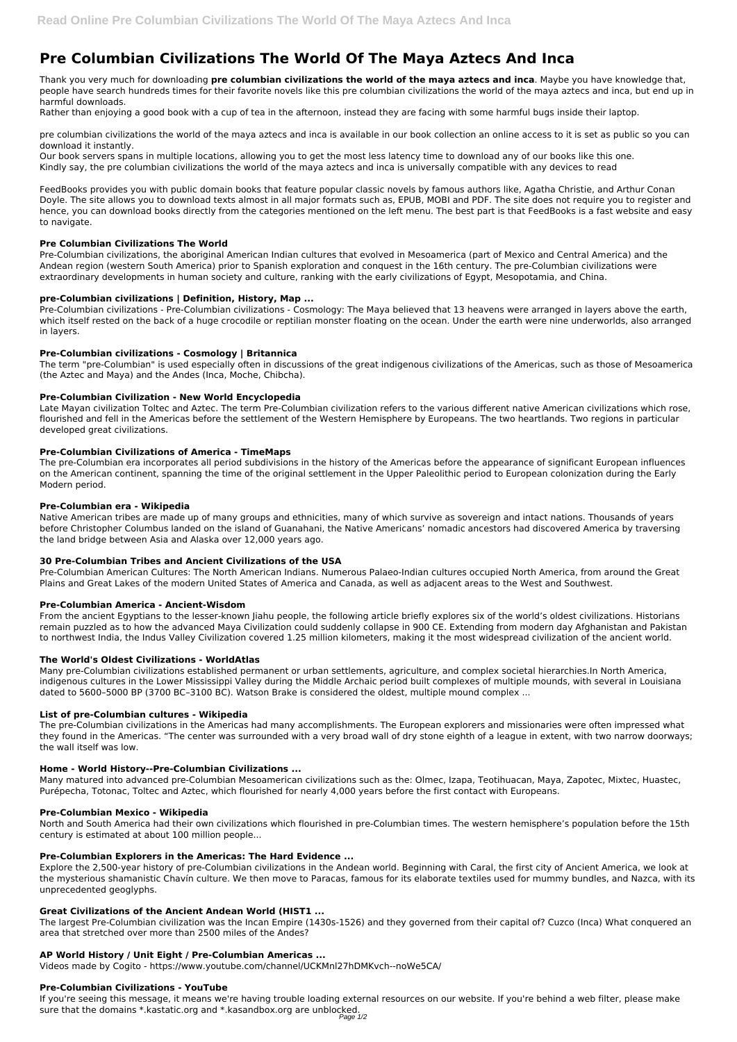# Pre Columbian Civilizations The World Of The Maya Aztecs And Inca

Thank you very much for downloading **pre columbian civilizations the world of the maya aztecs and inca**. Maybe you have knowledge that, people have search hundreds times for their favorite novels like this pre columbian civilizations the world of the maya aztecs and inca, but end up in harmful downloads.

Rather than enjoying a good book with a cup of tea in the afternoon, instead they are facing with some harmful bugs inside their laptop.

pre columbian civilizations the world of the maya aztecs and inca is available in our book collection an online access to it is set as public so you can download it instantly.

Our book servers spans in multiple locations, allowing you to get the most less latency time to download any of our books like this one.

Kindly say, the pre columbian civilizations the world of the maya aztecs and inca is universally compatible with any devices to read

FeedBooks provides you with public domain books that feature popular classic novels by famous authors like, Agatha Christie, and Arthur Conan Doyle. The site allows you to download texts almost in all major formats such as, EPUB, MOBI and PDF. The site does not require you to register and hence, you can download books directly from the categories mentioned on the left menu. The best part is that FeedBooks is a fast website and easy to navigate.

### Pre Columbian Civilizations The World

Pre-Columbian civilizations, the aboriginal American Indian cultures that evolved in Mesoamerica (part of Mexico and Central America) and the Andean region (western South America) prior to Spanish exploration and conquest in the 16th century. The pre-Columbian civilizations were extraordinary developments in human society and culture, ranking with the early civilizations of Egypt, Mesopotamia, and China.

### pre-Columbian civilizations | Definition, History, Map ...

Pre-Columbian civilizations - Pre-Columbian civilizations - Cosmology: The Maya believed that 13 heavens were arranged in layers above the earth, which itself rested on the back of a huge crocodile or reptilian monster floating on the ocean. Under the earth were nine underworlds, also arranged in layers.

### Pre-Columbian civilizations - Cosmology | Britannica

The term "pre-Columbian" is used especially often in discussions of the great indigenous civilizations of the Americas, such as those of Mesoamerica (the Aztec and Maya) and the Andes (Inca, Moche, Chibcha).

### Pre-Columbian Civilization - New World Encyclopedia

Late Mayan civilization Toltec and Aztec. The term Pre-Columbian civilization refers to the various different native American civilizations which rose, flourished and fell in the Americas before the settlement of the Western Hemisphere by Europeans. The two heartlands. Two regions in particular developed great civilizations.

### Pre-Columbian Civilizations of America - TimeMaps

The pre-Columbian era incorporates all period subdivisions in the history of the Americas before the appearance of significant European influences on the American continent, spanning the time of the original settlement in the Upper Paleolithic period to European colonization during the Early Modern period.

### Pre-Columbian era - Wikipedia

Native American tribes are made up of many groups and ethnicities, many of which survive as sovereign and intact nations. Thousands of years before Christopher Columbus landed on the island of Guanahani, the Native Americans' nomadic ancestors had discovered America by traversing the land bridge between Asia and Alaska over 12,000 years ago.

### 30 Pre-Columbian Tribes and Ancient Civilizations of the USA

Pre-Columbian American Cultures: The North American Indians. Numerous Palaeo-Indian cultures occupied North America, from around the Great Plains and Great Lakes of the modern United States of America and Canada, as well as adjacent areas to the West and Southwest.

### Pre-Columbian America - Ancient-Wisdom

From the ancient Egyptians to the lesser-known Jiahu people, the following article briefly explores six of the world's oldest civilizations. Historians remain puzzled as to how the advanced Maya Civilization could suddenly collapse in 900 CE. Extending from modern day Afghanistan and Pakistan to northwest India, the Indus Valley Civilization covered 1.25 million kilometers, making it the most widespread civilization of the ancient world.

### The World's Oldest Civilizations - WorldAtlas

Many pre-Columbian civilizations established permanent or urban settlements, agriculture, and complex societal hierarchies.In North America, indigenous cultures in the Lower Mississippi Valley during the Middle Archaic period built complexes of multiple mounds, with several in Louisiana dated to 5600–5000 BP (3700 BC–3100 BC). Watson Brake is considered the oldest, multiple mound complex ...

### List of pre-Columbian cultures - Wikipedia

The pre-Columbian civilizations in the Americas had many accomplishments. The European explorers and missionaries were often impressed what they found in the Americas. "The center was surrounded with a very broad wall of dry stone eighth of a league in extent, with two narrow doorways; the wall itself was low.

### Home - World History--Pre-Columbian Civilizations ...

Many matured into advanced pre-Columbian Mesoamerican civilizations such as the: Olmec, Izapa, Teotihuacan, Maya, Zapotec, Mixtec, Huastec, Purépecha, Totonac, Toltec and Aztec, which flourished for nearly 4,000 years before the first contact with Europeans.

### Pre-Columbian Mexico - Wikipedia

North and South America had their own civilizations which flourished in pre-Columbian times. The western hemisphere's population before the 15th century is estimated at about 100 million people...

### Pre-Columbian Explorers in the Americas: The Hard Evidence ...

Explore the 2,500-year history of pre-Columbian civilizations in the Andean world. Beginning with Caral, the first city of Ancient America, we look at the mysterious shamanistic Chavín culture. We then move to Paracas, famous for its elaborate textiles used for mummy bundles, and Nazca, with its unprecedented geoglyphs.

### Great Civilizations of the Ancient Andean World (HIST1 ...

The largest Pre-Columbian civilization was the Incan Empire (1430s-1526) and they governed from their capital of? Cuzco (Inca) What conquered an area that stretched over more than 2500 miles of the Andes?

### AP World History / Unit Eight / Pre-Columbian Americas ...

Videos made by Cogito - https://www.youtube.com/channel/UCKMnl27hDMKvch--noWe5CA/

### Pre-Columbian Civilizations - YouTube

If you're seeing this message, it means we're having trouble loading external resources on our website. If you're behind a web filter, please make sure that the domains *.kastatic.org and *.kasandbox.org are unblocked.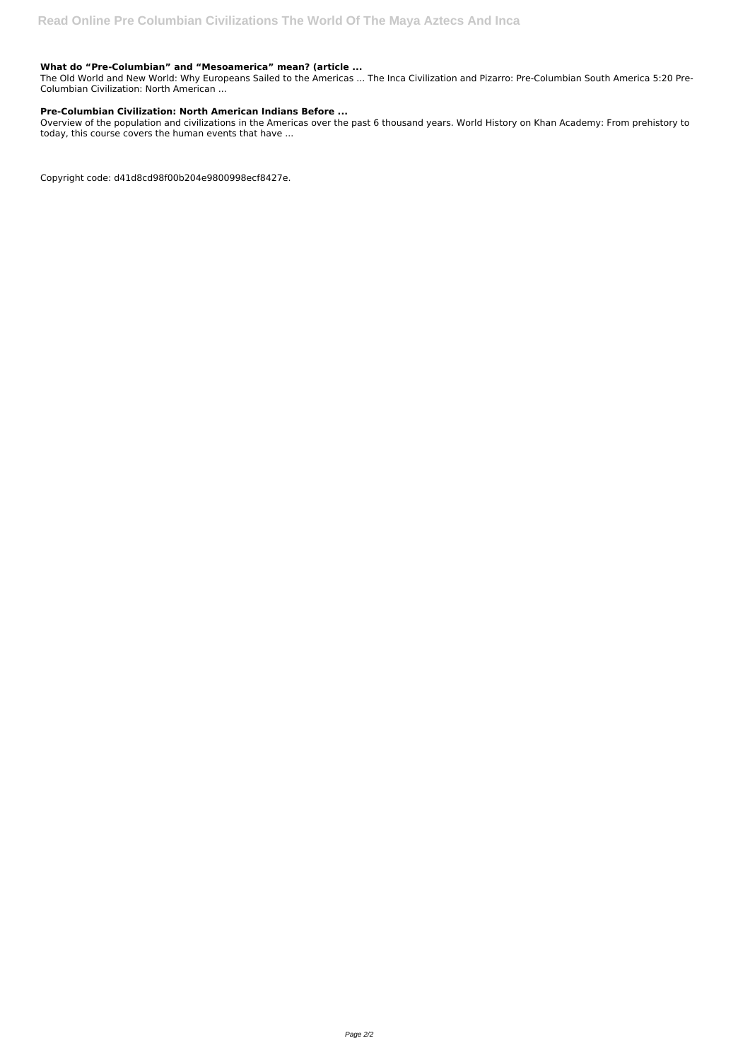### What do “Pre-Columbian” and “Mesoamerica” mean? (article ...

The Old World and New World: Why Europeans Sailed to the Americas ... The Inca Civilization and Pizarro: Pre-Columbian South America 5:20 Pre-Columbian Civilization: North American ...

### Pre-Columbian Civilization: North American Indians Before ...

Overview of the population and civilizations in the Americas over the past 6 thousand years. World History on Khan Academy: From prehistory to today, this course covers the human events that have ...

Copyright code: d41d8cd98f00b204e9800998ecf8427e.